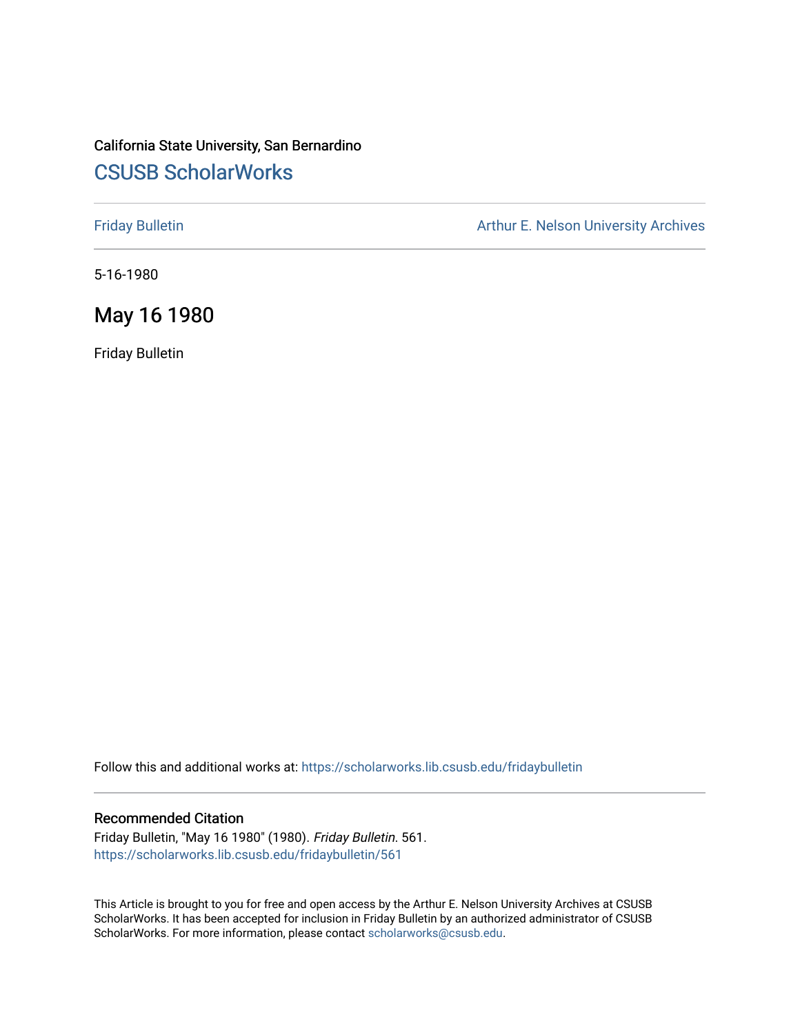California State University, San Bernardino

# CSUSB ScholarWorks

Friday Bulletin

Arthur E. Nelson University Archives

5-16-1980

## May 16 1980

Friday Bulletin

Follow this and additional works at: https://scholarworks.lib.csusb.edu/fridaybulletin

### Recommended Citation

Friday Bulletin, "May 16 1980" (1980). *Friday Bulletin*. 561.
https://scholarworks.lib.csusb.edu/fridaybulletin/561

This Article is brought to you for free and open access by the Arthur E. Nelson University Archives at CSUSB ScholarWorks. It has been accepted for inclusion in Friday Bulletin by an authorized administrator of CSUSB ScholarWorks. For more information, please contact scholarworks@csusb.edu.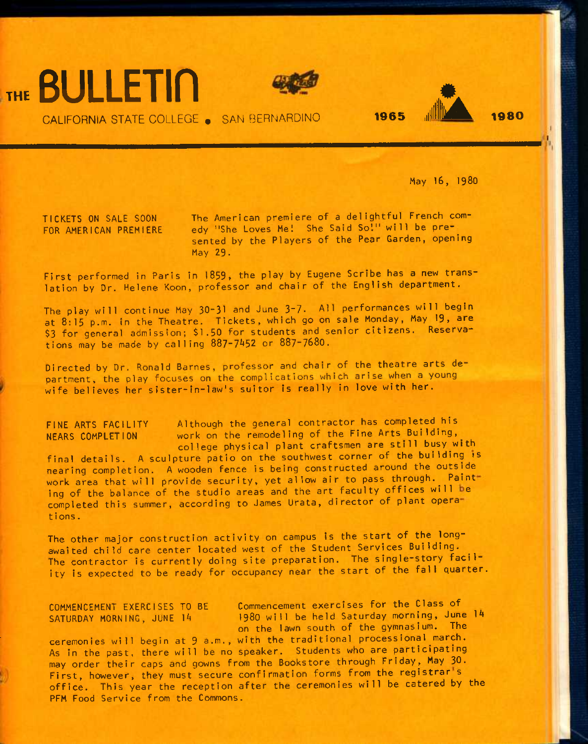# THE BULLETIN

CALIFORNIA STATE COLLEGE • SAN BERNARDINO

1965 1980

May 16, 1980

**TICKETS ON SALE SOON FOR AMERICAN PREMIERE**

The American premiere of a delightful French comedy "She Loves Me! She Said So!" will be presented by the Players of the Pear Garden, opening May 29.

First performed in Paris in 1859, the play by Eugene Scribe has a new translation by Dr. Helene Koon, professor and chair of the English department.

The play will continue May 30-31 and June 3-7. All performances will begin at 8:15 p.m. in the Theatre. Tickets, which go on sale Monday, May 19, are $3 for general admission; $1.50 for students and senior citizens. Reservations may be made by calling 887-7452 or 887-7680.

Directed by Dr. Ronald Barnes, professor and chair of the theatre arts department, the play focuses on the complications which arise when a young wife believes her sister-in-law's suitor is really in love with her.

**FINE ARTS FACILITY NEARS COMPLETION**

Although the general contractor has completed his work on the remodeling of the Fine Arts Building, college physical plant craftsmen are still busy with final details. A sculpture patio on the southwest corner of the building is nearing completion. A wooden fence is being constructed around the outside work area that will provide security, yet allow air to pass through. Painting of the balance of the studio areas and the art faculty offices will be completed this summer, according to James Urata, director of plant operations.

The other major construction activity on campus is the start of the long-awaited child care center located west of the Student Services Building. The contractor is currently doing site preparation. The single-story facility is expected to be ready for occupancy near the start of the fall quarter.

**COMMENCEMENT EXERCISES TO BE SATURDAY MORNING, JUNE 14**

Commencement exercises for the Class of 1980 will be held Saturday morning, June 14 on the lawn south of the gymnasium. The ceremonies will begin at 9 a.m., with the traditional processional march. As in the past, there will be no speaker. Students who are participating may order their caps and gowns from the Bookstore through Friday, May 30. First, however, they must secure confirmation forms from the registrar's office. This year the reception after the ceremonies will be catered by the PFM Food Service from the Commons.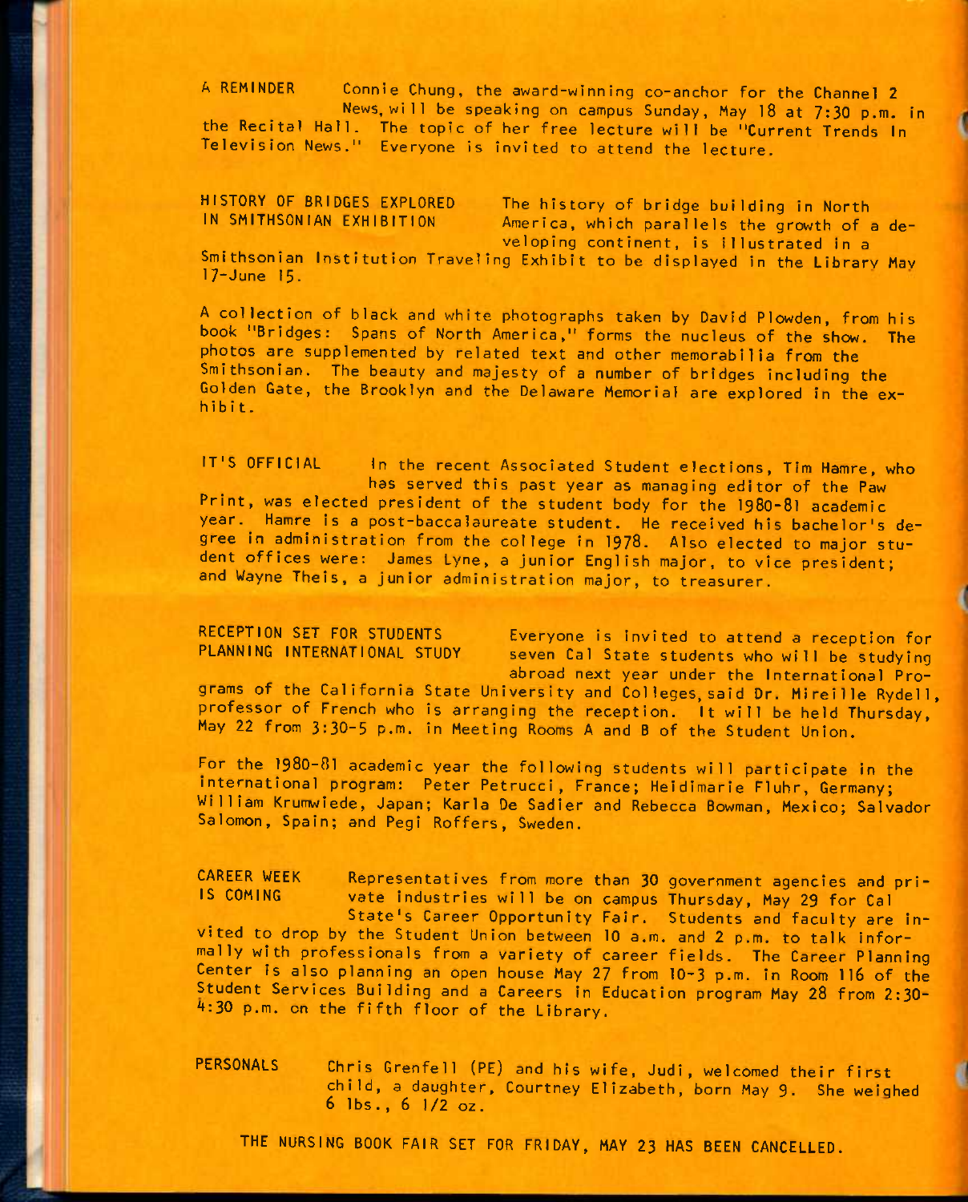**A REMINDER** Connie Chung, the award-winning co-anchor for the Channel 2 News, will be speaking on campus Sunday, May 18 at 7:30 p.m. in the Recital Hall. The topic of her free lecture will be "Current Trends In Television News." Everyone is invited to attend the lecture.

**HISTORY OF BRIDGES EXPLORED IN SMITHSONIAN EXHIBITION** The history of bridge building in North America, which parallels the growth of a developing continent, is illustrated in a Smithsonian Institution Traveling Exhibit to be displayed in the Library May 17-June 15.

A collection of black and white photographs taken by David Plowden, from his book "Bridges: Spans of North America," forms the nucleus of the show. The photos are supplemented by related text and other memorabilia from the Smithsonian. The beauty and majesty of a number of bridges including the Golden Gate, the Brooklyn and the Delaware Memorial are explored in the exhibit.

**IT'S OFFICIAL** In the recent Associated Student elections, Tim Hamre, who has served this past year as managing editor of the Paw Print, was elected president of the student body for the 1980-81 academic year. Hamre is a post-baccalaureate student. He received his bachelor's degree in administration from the college in 1978. Also elected to major student offices were: James Lyne, a junior English major, to vice president; and Wayne Theis, a junior administration major, to treasurer.

**RECEPTION SET FOR STUDENTS PLANNING INTERNATIONAL STUDY** Everyone is invited to attend a reception for seven Cal State students who will be studying abroad next year under the International Programs of the California State University and Colleges, said Dr. Mireille Rydell, professor of French who is arranging the reception. It will be held Thursday, May 22 from 3:30-5 p.m. in Meeting Rooms A and B of the Student Union.

For the 1980-81 academic year the following students will participate in the international program: Peter Petrucci, France; Heidimarie Fluhr, Germany; William Krumwiede, Japan; Karla De Sadier and Rebecca Bowman, Mexico; Salvador Salomon, Spain; and Pegi Roffers, Sweden.

**CAREER WEEK IS COMING** Representatives from more than 30 government agencies and private industries will be on campus Thursday, May 29 for Cal State's Career Opportunity Fair. Students and faculty are invited to drop by the Student Union between 10 a.m. and 2 p.m. to talk informally with professionals from a variety of career fields. The Career Planning Center is also planning an open house May 27 from 10-3 p.m. in Room 116 of the Student Services Building and a Careers in Education program May 28 from 2:30-4:30 p.m. on the fifth floor of the Library.

**PERSONALS** Chris Grenfell (PE) and his wife, Judi, welcomed their first child, a daughter, Courtney Elizabeth, born May 9. She weighed 6 lbs., 6 1/2 oz.

THE NURSING BOOK FAIR SET FOR FRIDAY, MAY 23 HAS BEEN CANCELLED.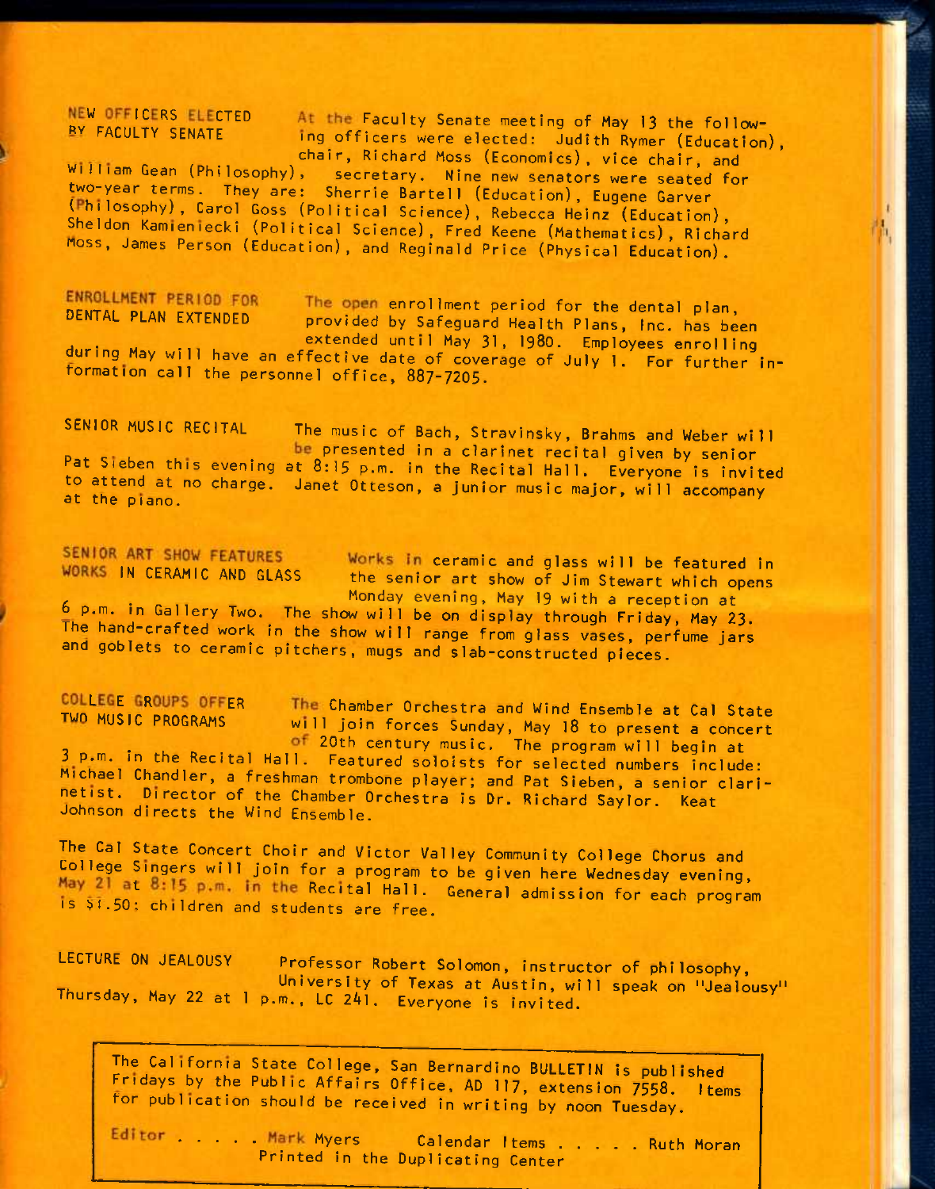**NEW OFFICERS ELECTED BY FACULTY SENATE**

At the Faculty Senate meeting of May 13 the following officers were elected: Judith Rymer (Education), chair, Richard Moss (Economics), vice chair, and William Gean (Philosophy), secretary. Nine new senators were seated for two-year terms. They are: Sherrie Bartell (Education), Eugene Garver (Philosophy), Carol Goss (Political Science), Rebecca Heinz (Education), Sheldon Kamieniecki (Political Science), Fred Keene (Mathematics), Richard Moss, James Person (Education), and Reginald Price (Physical Education).

**ENROLLMENT PERIOD FOR DENTAL PLAN EXTENDED**

The open enrollment period for the dental plan, provided by Safeguard Health Plans, Inc. has been extended until May 31, 1980. Employees enrolling during May will have an effective date of coverage of July 1. For further information call the personnel office, 887-7205.

**SENIOR MUSIC RECITAL**

The music of Bach, Stravinsky, Brahms and Weber will be presented in a clarinet recital given by senior Pat Sieben this evening at 8:15 p.m. in the Recital Hall. Everyone is invited to attend at no charge. Janet Otteson, a junior music major, will accompany at the piano.

**SENIOR ART SHOW FEATURES WORKS IN CERAMIC AND GLASS**

Works in ceramic and glass will be featured in the senior art show of Jim Stewart which opens Monday evening, May 19 with a reception at 6 p.m. in Gallery Two. The show will be on display through Friday, May 23. The hand-crafted work in the show will range from glass vases, perfume jars and goblets to ceramic pitchers, mugs and slab-constructed pieces.

**COLLEGE GROUPS OFFER TWO MUSIC PROGRAMS**

The Chamber Orchestra and Wind Ensemble at Cal State will join forces Sunday, May 18 to present a concert of 20th century music. The program will begin at 3 p.m. in the Recital Hall. Featured soloists for selected numbers include: Michael Chandler, a freshman trombone player; and Pat Sieben, a senior clarinetist. Director of the Chamber Orchestra is Dr. Richard Saylor. Keat Johnson directs the Wind Ensemble.

The Cal State Concert Choir and Victor Valley Community College Chorus and College Singers will join for a program to be given here Wednesday evening, May 21 at 8:15 p.m. in the Recital Hall. General admission for each program is $1.50; children and students are free.

**LECTURE ON JEALOUSY**

Professor Robert Solomon, instructor of philosophy, University of Texas at Austin, will speak on "Jealousy" Thursday, May 22 at 1 p.m., LC 241. Everyone is invited.

The California State College, San Bernardino BULLETIN is published Fridays by the Public Affairs Office, AD 117, extension 7558. Items for publication should be received in writing by noon Tuesday.

Editor . . . . . Mark Myers　　Calendar Items . . . . . Ruth Moran

Printed in the Duplicating Center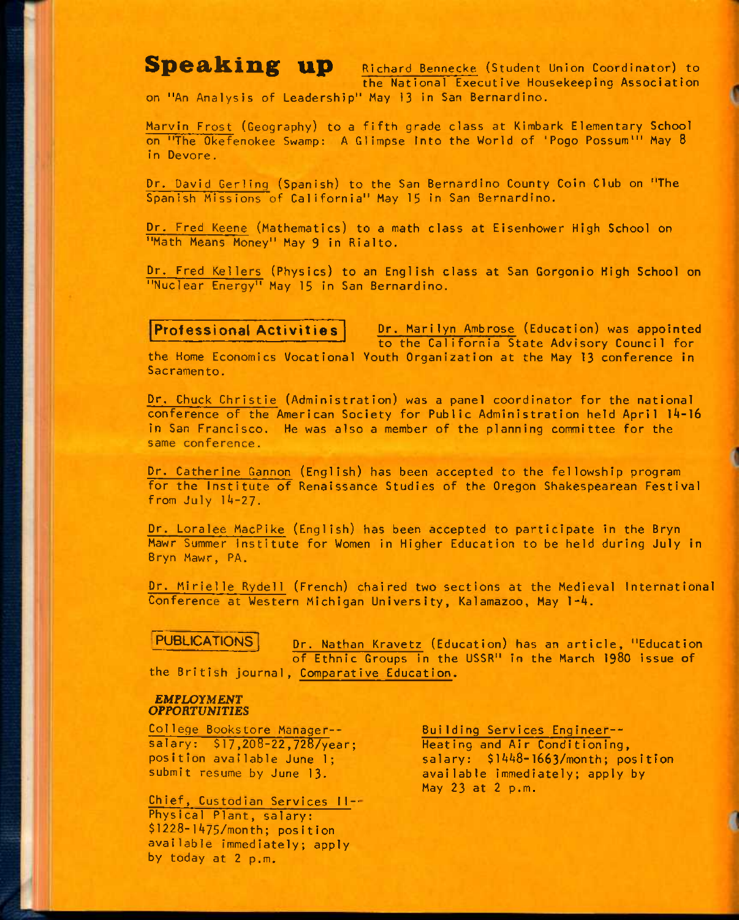## Speaking up

Richard Bennecke (Student Union Coordinator) to the National Executive Housekeeping Association on "An Analysis of Leadership" May 13 in San Bernardino.

Marvin Frost (Geography) to a fifth grade class at Kimbark Elementary School on "The Okefenokee Swamp: A Glimpse Into the World of 'Pogo Possum'" May 8 in Devore.

Dr. David Gerling (Spanish) to the San Bernardino County Coin Club on "The Spanish Missions of California" May 15 in San Bernardino.

Dr. Fred Keene (Mathematics) to a math class at Eisenhower High School on "Math Means Money" May 9 in Rialto.

Dr. Fred Kellers (Physics) to an English class at San Gorgonio High School on "Nuclear Energy" May 15 in San Bernardino.

## Professional Activities

Dr. Marilyn Ambrose (Education) was appointed to the California State Advisory Council for the Home Economics Vocational Youth Organization at the May 13 conference in Sacramento.

Dr. Chuck Christie (Administration) was a panel coordinator for the national conference of the American Society for Public Administration held April 14-16 in San Francisco. He was also a member of the planning committee for the same conference.

Dr. Catherine Gannon (English) has been accepted to the fellowship program for the Institute of Renaissance Studies of the Oregon Shakespearean Festival from July 14-27.

Dr. Loralee MacPike (English) has been accepted to participate in the Bryn Mawr Summer Institute for Women in Higher Education to be held during July in Bryn Mawr, PA.

Dr. Mirielle Rydell (French) chaired two sections at the Medieval International Conference at Western Michigan University, Kalamazoo, May 1-4.

## PUBLICATIONS

Dr. Nathan Kravetz (Education) has an article, "Education of Ethnic Groups in the USSR" in the March 1980 issue of the British journal, Comparative Education.

### *EMPLOYMENT OPPORTUNITIES*

College Bookstore Manager--salary: $17,208-22,728/year; position available June 1; submit resume by June 13.

Chief, Custodian Services II--Physical Plant, salary: $1228-1475/month; position available immediately; apply by today at 2 p.m.

Building Services Engineer--Heating and Air Conditioning, salary: $1448-1663/month; position available immediately; apply by May 23 at 2 p.m.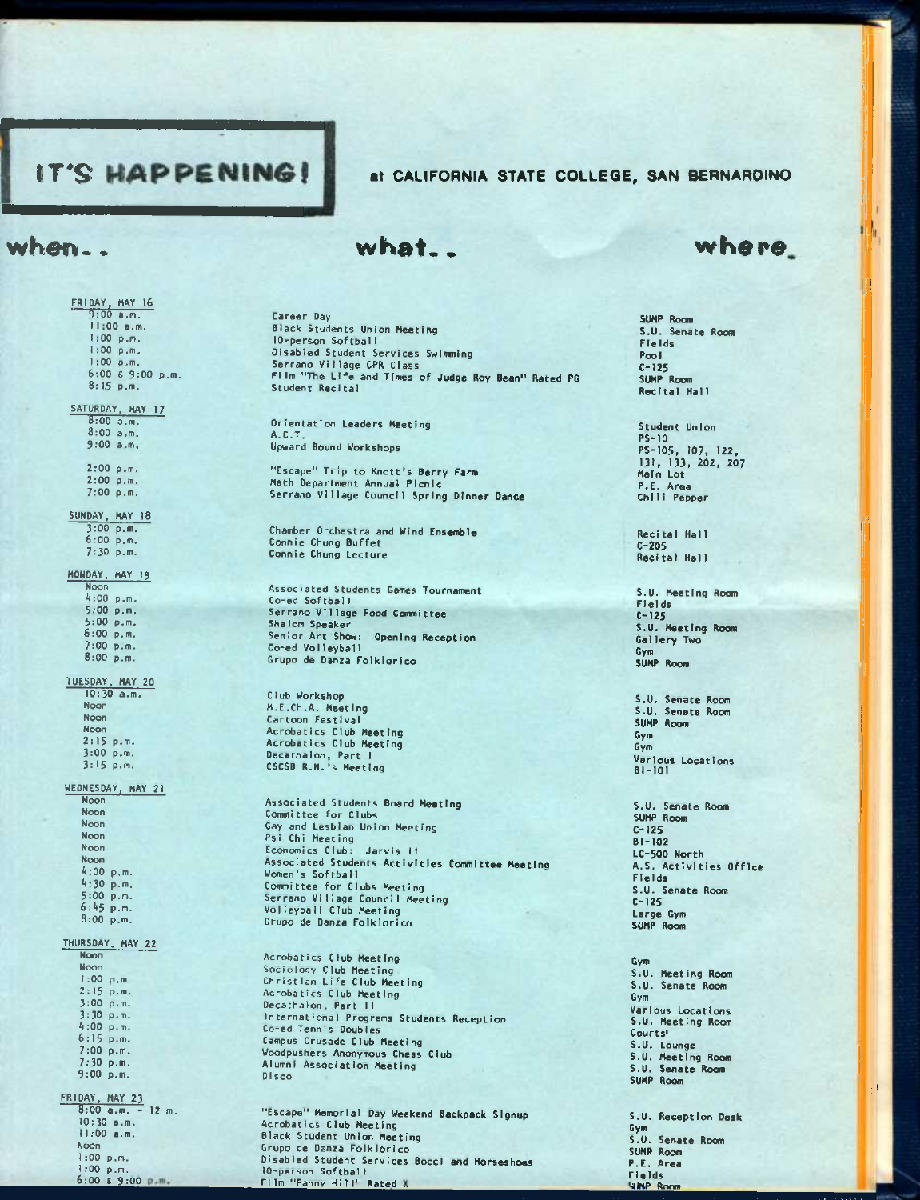# IT'S HAPPENING! at CALIFORNIA STATE COLLEGE, SAN BERNARDINO

| when.. | what.. | where. |
|---|---|---|
| **FRIDAY, MAY 16** | | |
| 9:00 a.m. | Career Day | SUMP Room |
| 11:00 a.m. | Black Students Union Meeting | S.U. Senate Room |
| 1:00 p.m. | 10-person Softball | Fields |
| 1:00 p.m. | Disabled Student Services Swimming | Pool |
| 1:00 p.m. | Serrano Village CPR Class | C-125 |
| 6:00 & 9:00 p.m. | Film "The Life and Times of Judge Roy Bean" Rated PG | SUMP Room |
| 8:15 p.m. | Student Recital | Recital Hall |
| **SATURDAY, MAY 17** | | |
| 8:00 a.m. | Orientation Leaders Meeting | Student Union |
| 8:00 a.m. | A.C.T. | PS-10 |
| 9:00 a.m. | Upward Bound Workshops | PS-105, 107, 122, 131, 133, 202, 207 |
| 2:00 p.m. | "Escape" Trip to Knott's Berry Farm | Main Lot |
| 2:00 p.m. | Math Department Annual Picnic | P.E. Area |
| 7:00 p.m. | Serrano Village Council Spring Dinner Dance | Chili Pepper |
| **SUNDAY, MAY 18** | | |
| 3:00 p.m. | Chamber Orchestra and Wind Ensemble | Recital Hall |
| 6:00 p.m. | Connie Chung Buffet | C-205 |
| 7:30 p.m. | Connie Chung Lecture | Recital Hall |
| **MONDAY, MAY 19** | | |
| Noon | Associated Students Games Tournament | S.U. Meeting Room |
| 4:00 p.m. | Co-ed Softball | Fields |
| 5:00 p.m. | Serrano Village Food Committee | C-125 |
| 5:00 p.m. | Shalom Speaker | S.U. Meeting Room |
| 6:00 p.m. | Senior Art Show: Opening Reception | Gallery Two |
| 7:00 p.m. | Co-ed Volleyball | Gym |
| 8:00 p.m. | Grupo de Danza Folklorico | SUMP Room |
| **TUESDAY, MAY 20** | | |
| 10:30 a.m. | Club Workshop | S.U. Senate Room |
| Noon | M.E.Ch.A. Meeting | S.U. Senate Room |
| Noon | Cartoon Festival | SUMP Room |
| Noon | Acrobatics Club Meeting | Gym |
| 2:15 p.m. | Acrobatics Club Meeting | Gym |
| 3:00 p.m. | Decathalon, Part I | Various Locations |
| 3:15 p.m. | CSCSB R.N.'s Meeting | BI-101 |
| **WEDNESDAY, MAY 21** | | |
| Noon | Associated Students Board Meeting | S.U. Senate Room |
| Noon | Committee for Clubs | SUMP Room |
| Noon | Gay and Lesbian Union Meeting | C-125 |
| Noon | Psi Chi Meeting | BI-102 |
| Noon | Economics Club: Jarvis II | LC-500 North |
| Noon | Associated Students Activities Committee Meeting | A.S. Activities Office |
| 4:00 p.m. | Women's Softball | Fields |
| 4:30 p.m. | Committee for Clubs Meeting | S.U. Senate Room |
| 5:00 p.m. | Serrano Village Council Meeting | C-125 |
| 6:45 p.m. | Volleyball Club Meeting | Large Gym |
| 8:00 p.m. | Grupo de Danza Folklorico | SUMP Room |
| **THURSDAY, MAY 22** | | |
| Noon | Acrobatics Club Meeting | Gym |
| Noon | Sociology Club Meeting | S.U. Meeting Room |
| 1:00 p.m. | Christian Life Club Meeting | S.U. Senate Room |
| 2:15 p.m. | Acrobatics Club Meeting | Gym |
| 3:00 p.m. | Decathalon, Part II | Various Locations |
| 3:30 p.m. | International Programs Students Reception | S.U. Meeting Room |
| 4:00 p.m. | Co-ed Tennis Doubles | Courts |
| 6:15 p.m. | Campus Crusade Club Meeting | S.U. Lounge |
| 7:00 p.m. | Woodpushers Anonymous Chess Club | S.U. Meeting Room |
| 7:30 p.m. | Alumni Association Meeting | S.U. Senate Room |
| 9:00 p.m. | Disco | SUMP Room |
| **FRIDAY, MAY 23** | | |
| 8:00 a.m. - 12 m. | "Escape" Memorial Day Weekend Backpack Signup | S.U. Reception Desk |
| 10:30 a.m. | Acrobatics Club Meeting | Gym |
| 11:00 a.m. | Black Student Union Meeting | S.U. Senate Room |
| Noon | Grupo de Danza Folklorico | SUMP Room |
| 1:00 p.m. | Disabled Student Services Bocci and Horseshoes | P.E. Area |
| 1:00 p.m. | 10-person Softball | Fields |
| 6:00 & 9:00 p.m. | Film "Fanny Hill" Rated X | SUMP Room |